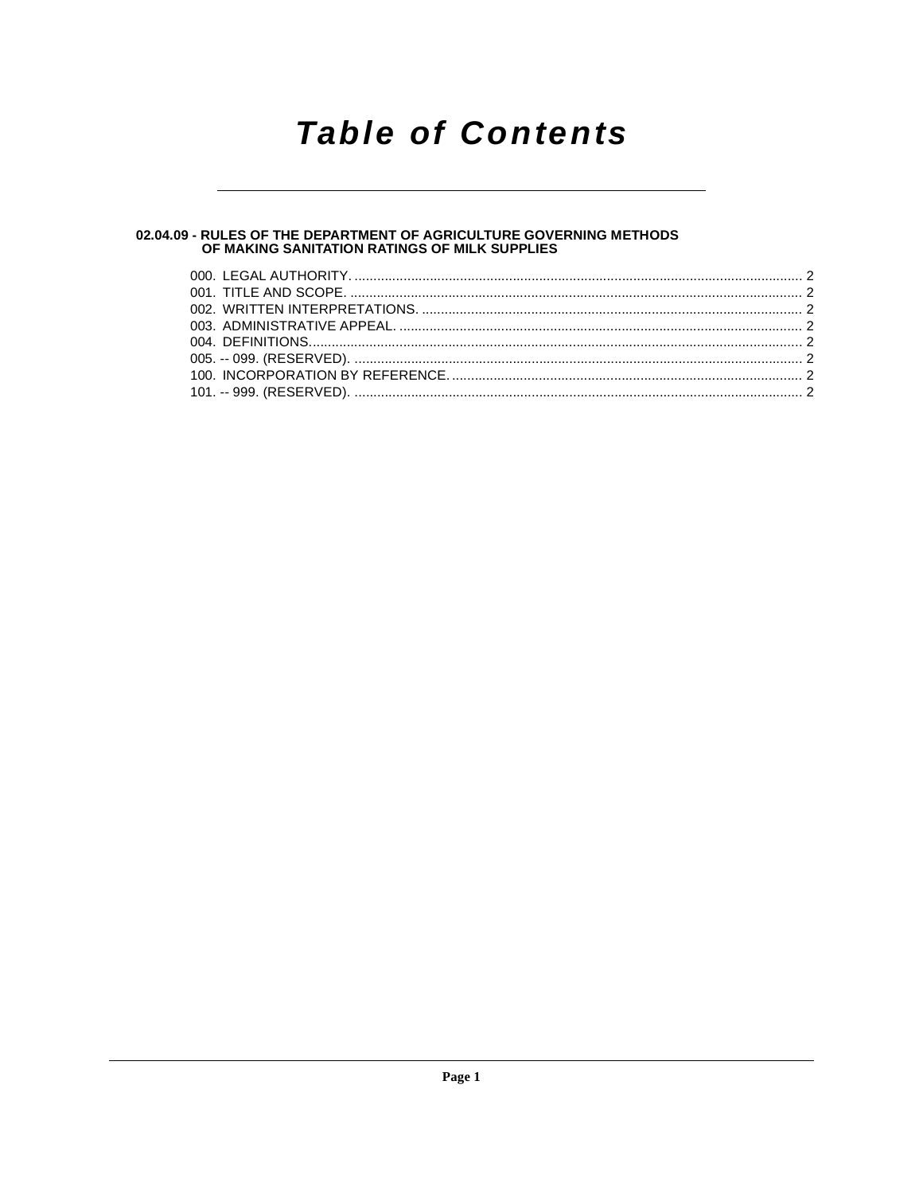# Table of Contents

**02.04.09 - RULES OF THE DEPARTMENT OF AGRICULTURE GOVERNING METHODS OF MAKING SANITATION RATINGS OF MILK SUPPLIES**

000. LEGAL AUTHORITY. ..... 2
001. TITLE AND SCOPE. ..... 2
002. WRITTEN INTERPRETATIONS. ..... 2
003. ADMINISTRATIVE APPEAL. ..... 2
004. DEFINITIONS. ..... 2
005. -- 099. (RESERVED). ..... 2
100. INCORPORATION BY REFERENCE. ..... 2
101. -- 999. (RESERVED). ..... 2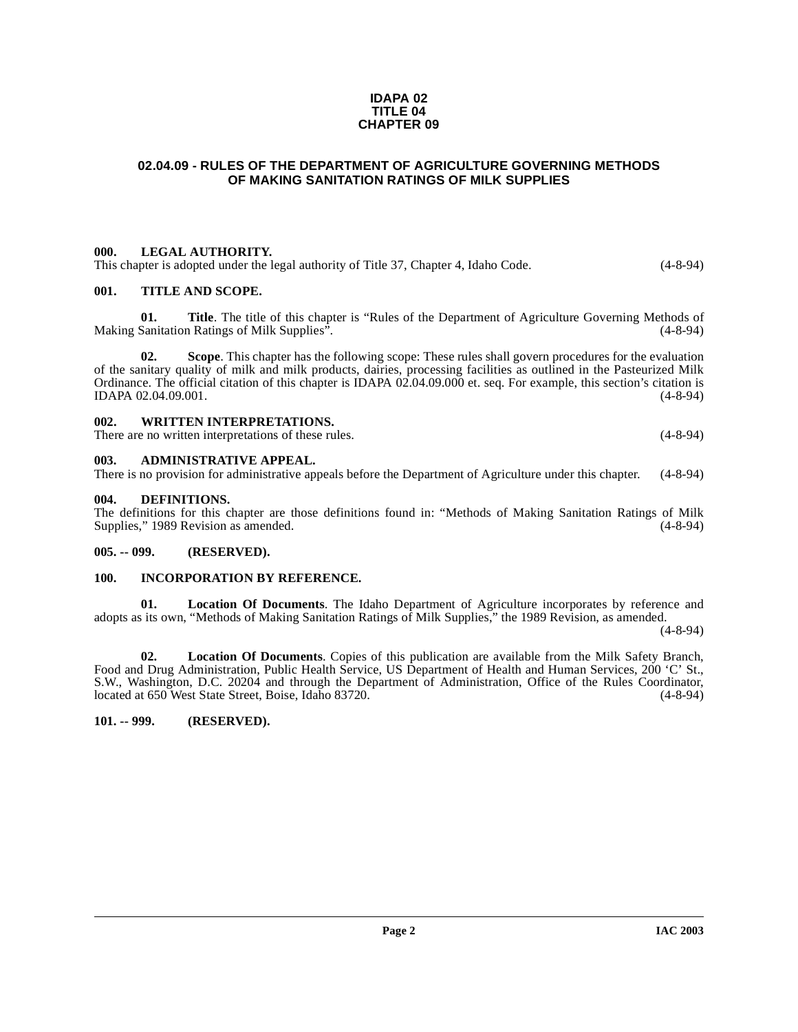**IDAPA 02**
**TITLE 04**
**CHAPTER 09**

## 02.04.09 - RULES OF THE DEPARTMENT OF AGRICULTURE GOVERNING METHODS OF MAKING SANITATION RATINGS OF MILK SUPPLIES

### 000. LEGAL AUTHORITY.

This chapter is adopted under the legal authority of Title 37, Chapter 4, Idaho Code. (4-8-94)

### 001. TITLE AND SCOPE.

**01. Title**. The title of this chapter is "Rules of the Department of Agriculture Governing Methods of Making Sanitation Ratings of Milk Supplies". (4-8-94)

**02. Scope**. This chapter has the following scope: These rules shall govern procedures for the evaluation of the sanitary quality of milk and milk products, dairies, processing facilities as outlined in the Pasteurized Milk Ordinance. The official citation of this chapter is IDAPA 02.04.09.000 et. seq. For example, this section's citation is IDAPA 02.04.09.001. (4-8-94)

### 002. WRITTEN INTERPRETATIONS.

There are no written interpretations of these rules. (4-8-94)

### 003. ADMINISTRATIVE APPEAL.

There is no provision for administrative appeals before the Department of Agriculture under this chapter. (4-8-94)

### 004. DEFINITIONS.

The definitions for this chapter are those definitions found in: "Methods of Making Sanitation Ratings of Milk Supplies," 1989 Revision as amended. (4-8-94)

### 005. -- 099. (RESERVED).

### 100. INCORPORATION BY REFERENCE.

**01. Location Of Documents**. The Idaho Department of Agriculture incorporates by reference and adopts as its own, "Methods of Making Sanitation Ratings of Milk Supplies," the 1989 Revision, as amended. (4-8-94)

**02. Location Of Documents**. Copies of this publication are available from the Milk Safety Branch, Food and Drug Administration, Public Health Service, US Department of Health and Human Services, 200 'C' St., S.W., Washington, D.C. 20204 and through the Department of Administration, Office of the Rules Coordinator, located at 650 West State Street, Boise, Idaho 83720. (4-8-94)

### 101. -- 999. (RESERVED).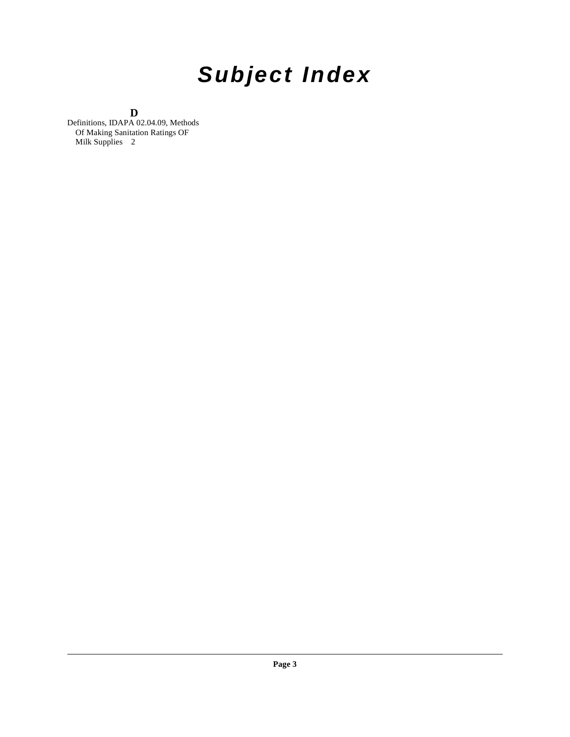# *Subject Index*

**D**

Definitions, IDAPA 02.04.09, Methods Of Making Sanitation Ratings OF Milk Supplies 2